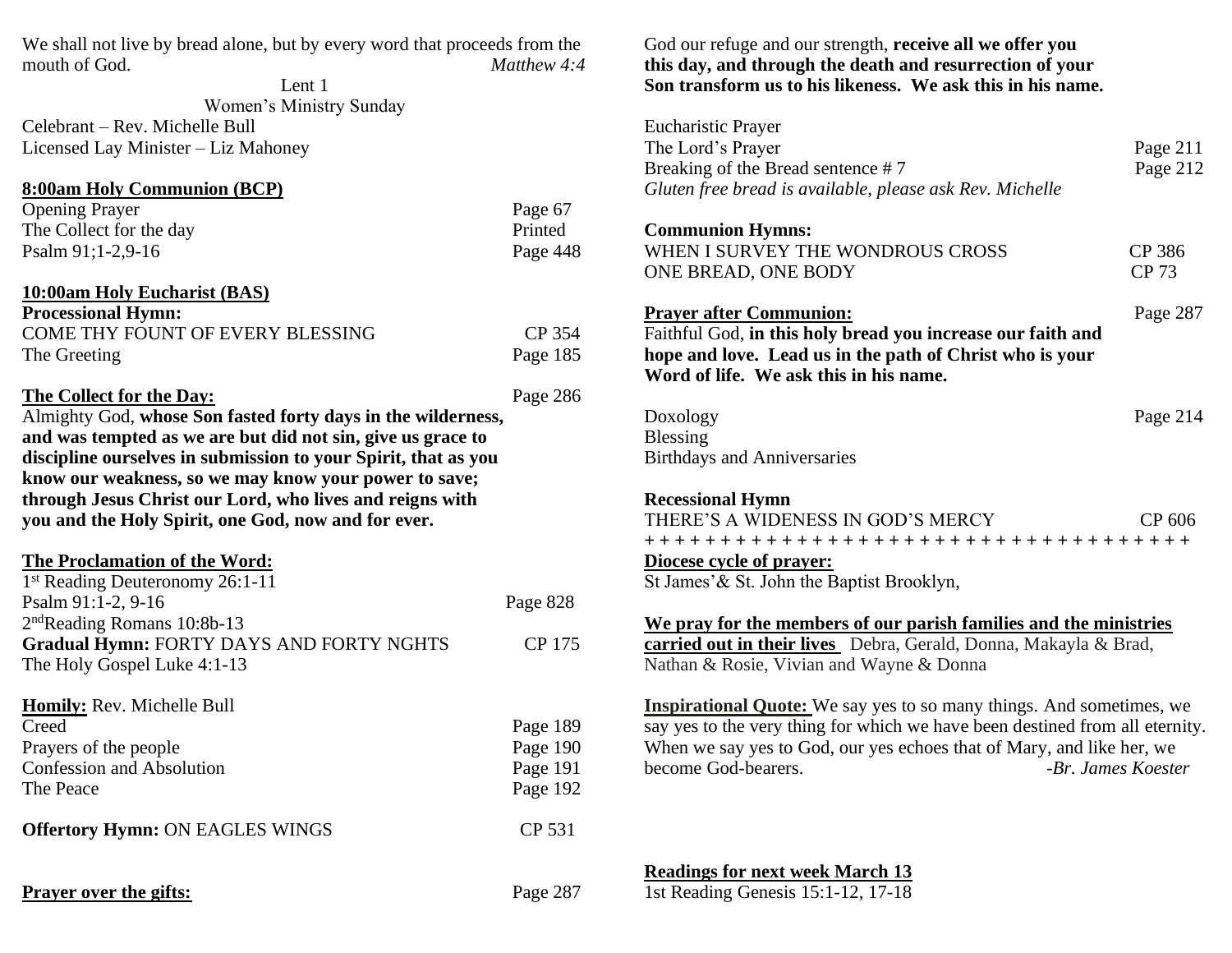We shall not live by bread alone, but by every word that proceeds from the mouth of God. *Matthew 4:4*

Lent 1

Women's Ministry Sunday

Celebrant – Rev. Michelle Bull

Licensed Lay Minister – Liz Mahoney

**8:00am Holy Communion (BCP)**

Opening Prayer — Page 67

The Collect for the day — Printed

Psalm 91;1-2,9-16 — Page 448

**10:00am Holy Eucharist (BAS)**

**Processional Hymn:**

COME THY FOUNT OF EVERY BLESSING — CP 354

The Greeting — Page 185

**The Collect for the Day:** — Page 286

Almighty God, **whose Son fasted forty days in the wilderness, and was tempted as we are but did not sin, give us grace to discipline ourselves in submission to your Spirit, that as you know our weakness, so we may know your power to save; through Jesus Christ our Lord, who lives and reigns with you and the Holy Spirit, one God, now and for ever.**

**The Proclamation of the Word:**

1st Reading Deuteronomy 26:1-11

Psalm 91:1-2, 9-16 — Page 828

2nd Reading Romans 10:8b-13

**Gradual Hymn:** FORTY DAYS AND FORTY NGHTS — CP 175

The Holy Gospel Luke 4:1-13

**Homily:** Rev. Michelle Bull

Creed — Page 189

Prayers of the people — Page 190

Confession and Absolution — Page 191

The Peace — Page 192

**Offertory Hymn:** ON EAGLES WINGS — CP 531

**Prayer over the gifts:** — Page 287

God our refuge and our strength, **receive all we offer you this day, and through the death and resurrection of your Son transform us to his likeness. We ask this in his name.**

Eucharistic Prayer

The Lord's Prayer — Page 211

Breaking of the Bread sentence # 7 — Page 212

*Gluten free bread is available, please ask Rev. Michelle*

**Communion Hymns:**

WHEN I SURVEY THE WONDROUS CROSS — CP 386

ONE BREAD, ONE BODY — CP 73

**Prayer after Communion:** — Page 287

Faithful God, **in this holy bread you increase our faith and hope and love. Lead us in the path of Christ who is your Word of life. We ask this in his name.**

Doxology — Page 214

Blessing

Birthdays and Anniversaries

**Recessional Hymn**

THERE'S A WIDENESS IN GOD'S MERCY — CP 606

+ + + + + + + + + + + + + + + + + + + + + + + + + + + + + + + + + + + +

**Diocese cycle of prayer:**

St James'& St. John the Baptist Brooklyn,

**We pray for the members of our parish families and the ministries carried out in their lives** Debra, Gerald, Donna, Makayla & Brad, Nathan & Rosie, Vivian and Wayne & Donna

**Inspirational Quote:** We say yes to so many things. And sometimes, we say yes to the very thing for which we have been destined from all eternity. When we say yes to God, our yes echoes that of Mary, and like her, we become God-bearers. *-Br. James Koester*

**Readings for next week March 13**

1st Reading Genesis 15:1-12, 17-18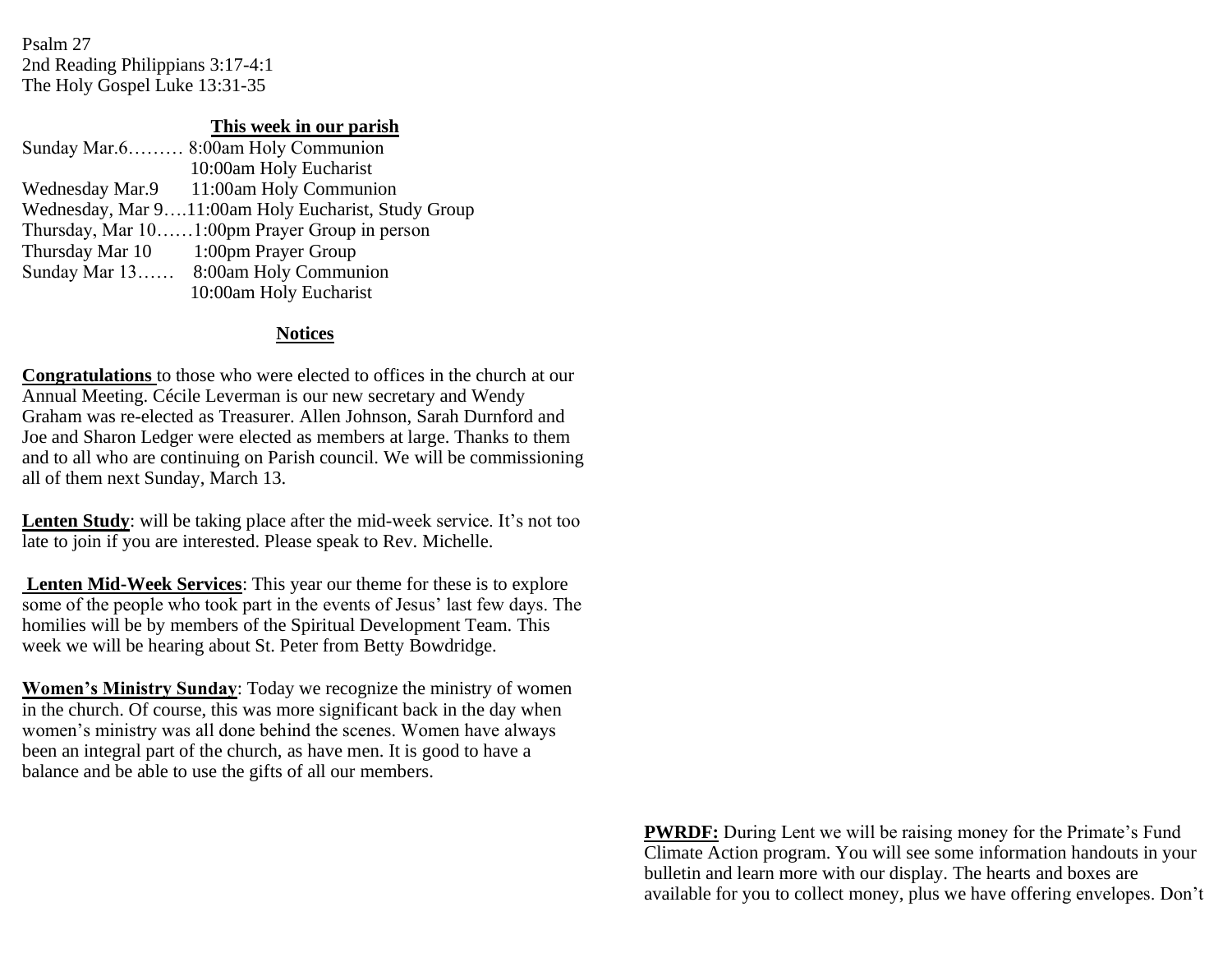Psalm 27
2nd Reading Philippians 3:17-4:1
The Holy Gospel Luke 13:31-35

**This week in our parish**

Sunday Mar.6……… 8:00am Holy Communion
10:00am Holy Eucharist
Wednesday Mar.9 11:00am Holy Communion
Wednesday, Mar 9….11:00am Holy Eucharist, Study Group
Thursday, Mar 10……1:00pm Prayer Group in person
Thursday Mar 10 1:00pm Prayer Group
Sunday Mar 13…… 8:00am Holy Communion
10:00am Holy Eucharist

**Notices**

**Congratulations** to those who were elected to offices in the church at our Annual Meeting. Cécile Leverman is our new secretary and Wendy Graham was re-elected as Treasurer. Allen Johnson, Sarah Durnford and Joe and Sharon Ledger were elected as members at large. Thanks to them and to all who are continuing on Parish council. We will be commissioning all of them next Sunday, March 13.

**Lenten Study**: will be taking place after the mid-week service. It's not too late to join if you are interested. Please speak to Rev. Michelle.

**Lenten Mid-Week Services**: This year our theme for these is to explore some of the people who took part in the events of Jesus' last few days. The homilies will be by members of the Spiritual Development Team. This week we will be hearing about St. Peter from Betty Bowdridge.

**Women's Ministry Sunday**: Today we recognize the ministry of women in the church. Of course, this was more significant back in the day when women's ministry was all done behind the scenes. Women have always been an integral part of the church, as have men. It is good to have a balance and be able to use the gifts of all our members.

**PWRDF:** During Lent we will be raising money for the Primate's Fund Climate Action program. You will see some information handouts in your bulletin and learn more with our display. The hearts and boxes are available for you to collect money, plus we have offering envelopes. Don't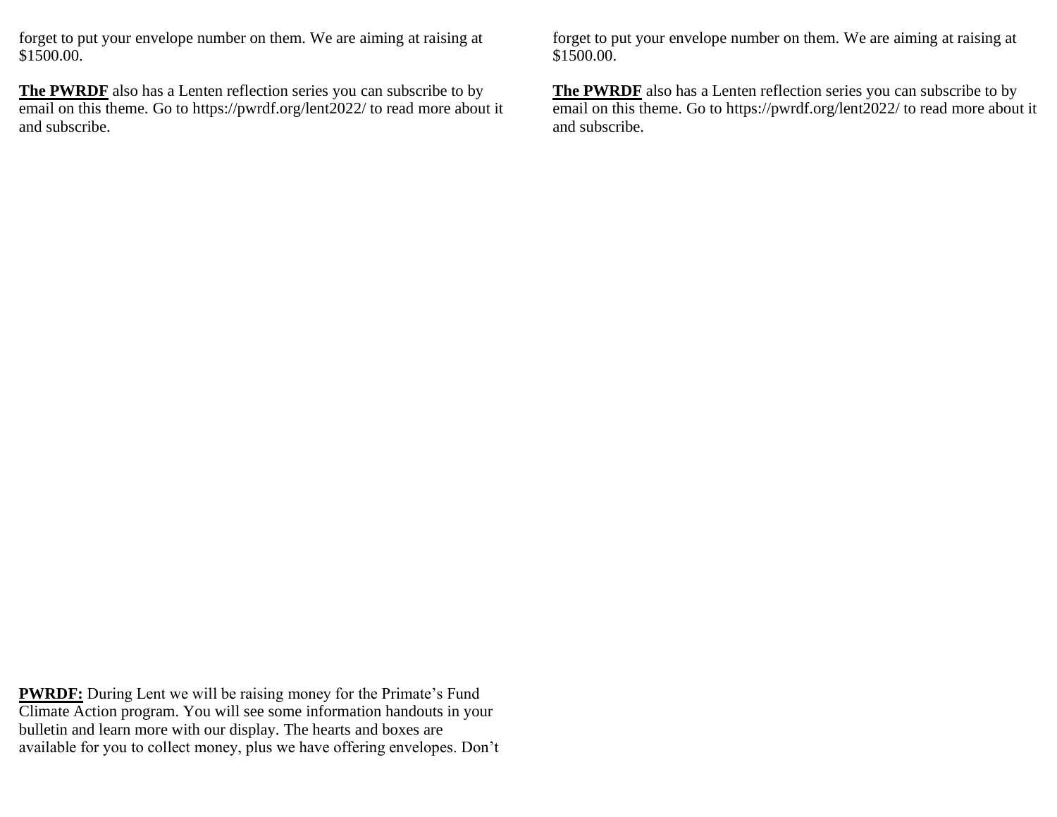forget to put your envelope number on them. We are aiming at raising at $1500.00.

**The PWRDF** also has a Lenten reflection series you can subscribe to by email on this theme. Go to https://pwrdf.org/lent2022/ to read more about it and subscribe.

**PWRDF:** During Lent we will be raising money for the Primate's Fund Climate Action program. You will see some information handouts in your bulletin and learn more with our display. The hearts and boxes are available for you to collect money, plus we have offering envelopes. Don't

forget to put your envelope number on them. We are aiming at raising at $1500.00.

**The PWRDF** also has a Lenten reflection series you can subscribe to by email on this theme. Go to https://pwrdf.org/lent2022/ to read more about it and subscribe.